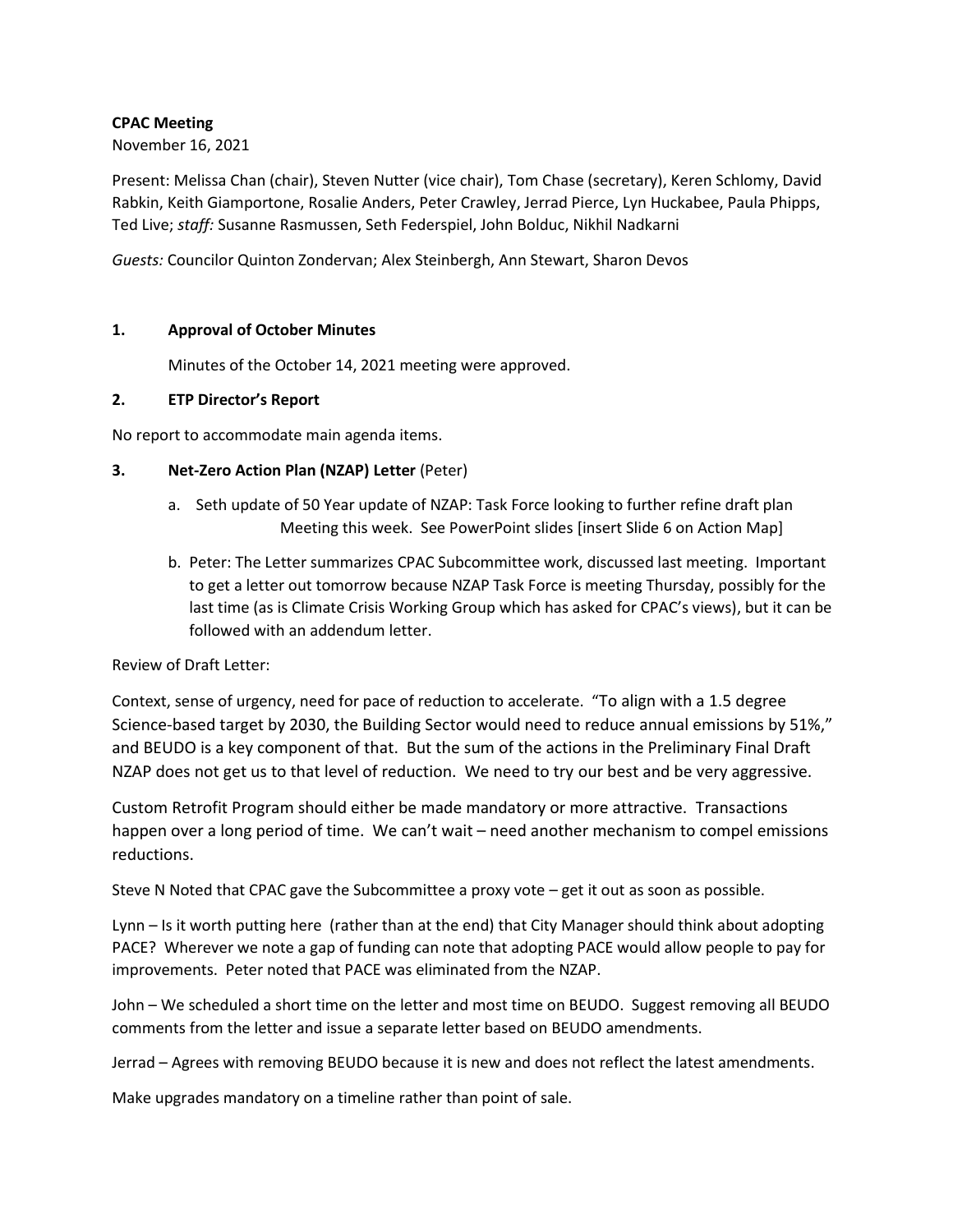**CPAC Meeting**

November 16, 2021

Present: Melissa Chan (chair), Steven Nutter (vice chair), Tom Chase (secretary), Keren Schlomy, David Rabkin, Keith Giamportone, Rosalie Anders, Peter Crawley, Jerrad Pierce, Lyn Huckabee, Paula Phipps, Ted Live; *staff:* Susanne Rasmussen, Seth Federspiel, John Bolduc, Nikhil Nadkarni

*Guests:* Councilor Quinton Zondervan; Alex Steinbergh, Ann Stewart, Sharon Devos

**1. Approval of October Minutes**

Minutes of the October 14, 2021 meeting were approved.

**2. ETP Director's Report**

No report to accommodate main agenda items.

**3. Net-Zero Action Plan (NZAP) Letter** (Peter)

a. Seth update of 50 Year update of NZAP: Task Force looking to further refine draft plan Meeting this week. See PowerPoint slides [insert Slide 6 on Action Map]

b. Peter: The Letter summarizes CPAC Subcommittee work, discussed last meeting. Important to get a letter out tomorrow because NZAP Task Force is meeting Thursday, possibly for the last time (as is Climate Crisis Working Group which has asked for CPAC's views), but it can be followed with an addendum letter.

Review of Draft Letter:

Context, sense of urgency, need for pace of reduction to accelerate. "To align with a 1.5 degree Science-based target by 2030, the Building Sector would need to reduce annual emissions by 51%," and BEUDO is a key component of that. But the sum of the actions in the Preliminary Final Draft NZAP does not get us to that level of reduction. We need to try our best and be very aggressive.

Custom Retrofit Program should either be made mandatory or more attractive. Transactions happen over a long period of time. We can't wait – need another mechanism to compel emissions reductions.

Steve N Noted that CPAC gave the Subcommittee a proxy vote – get it out as soon as possible.

Lynn – Is it worth putting here (rather than at the end) that City Manager should think about adopting PACE? Wherever we note a gap of funding can note that adopting PACE would allow people to pay for improvements. Peter noted that PACE was eliminated from the NZAP.

John – We scheduled a short time on the letter and most time on BEUDO. Suggest removing all BEUDO comments from the letter and issue a separate letter based on BEUDO amendments.

Jerrad – Agrees with removing BEUDO because it is new and does not reflect the latest amendments.

Make upgrades mandatory on a timeline rather than point of sale.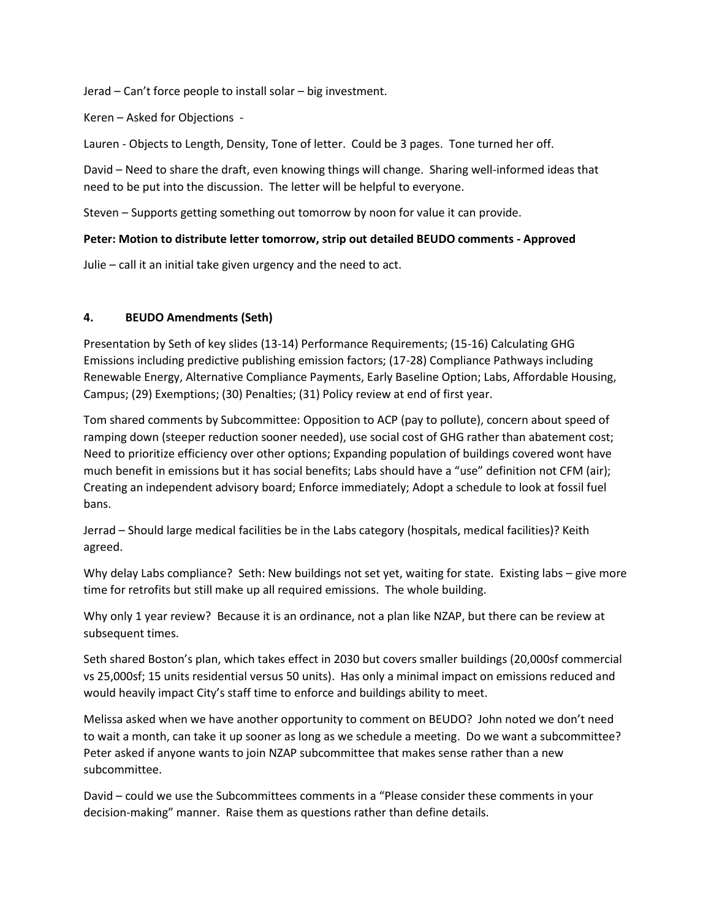Jerad – Can't force people to install solar – big investment.

Keren – Asked for Objections -

Lauren - Objects to Length, Density, Tone of letter. Could be 3 pages. Tone turned her off.

David – Need to share the draft, even knowing things will change. Sharing well-informed ideas that need to be put into the discussion. The letter will be helpful to everyone.

Steven – Supports getting something out tomorrow by noon for value it can provide.

**Peter: Motion to distribute letter tomorrow, strip out detailed BEUDO comments - Approved**

Julie – call it an initial take given urgency and the need to act.

## 4. BEUDO Amendments (Seth)

Presentation by Seth of key slides (13-14) Performance Requirements; (15-16) Calculating GHG Emissions including predictive publishing emission factors; (17-28) Compliance Pathways including Renewable Energy, Alternative Compliance Payments, Early Baseline Option; Labs, Affordable Housing, Campus; (29) Exemptions; (30) Penalties; (31) Policy review at end of first year.

Tom shared comments by Subcommittee: Opposition to ACP (pay to pollute), concern about speed of ramping down (steeper reduction sooner needed), use social cost of GHG rather than abatement cost; Need to prioritize efficiency over other options; Expanding population of buildings covered wont have much benefit in emissions but it has social benefits; Labs should have a "use" definition not CFM (air); Creating an independent advisory board; Enforce immediately; Adopt a schedule to look at fossil fuel bans.

Jerrad – Should large medical facilities be in the Labs category (hospitals, medical facilities)? Keith agreed.

Why delay Labs compliance? Seth: New buildings not set yet, waiting for state. Existing labs – give more time for retrofits but still make up all required emissions. The whole building.

Why only 1 year review? Because it is an ordinance, not a plan like NZAP, but there can be review at subsequent times.

Seth shared Boston's plan, which takes effect in 2030 but covers smaller buildings (20,000sf commercial vs 25,000sf; 15 units residential versus 50 units). Has only a minimal impact on emissions reduced and would heavily impact City's staff time to enforce and buildings ability to meet.

Melissa asked when we have another opportunity to comment on BEUDO? John noted we don't need to wait a month, can take it up sooner as long as we schedule a meeting. Do we want a subcommittee? Peter asked if anyone wants to join NZAP subcommittee that makes sense rather than a new subcommittee.

David – could we use the Subcommittees comments in a "Please consider these comments in your decision-making" manner. Raise them as questions rather than define details.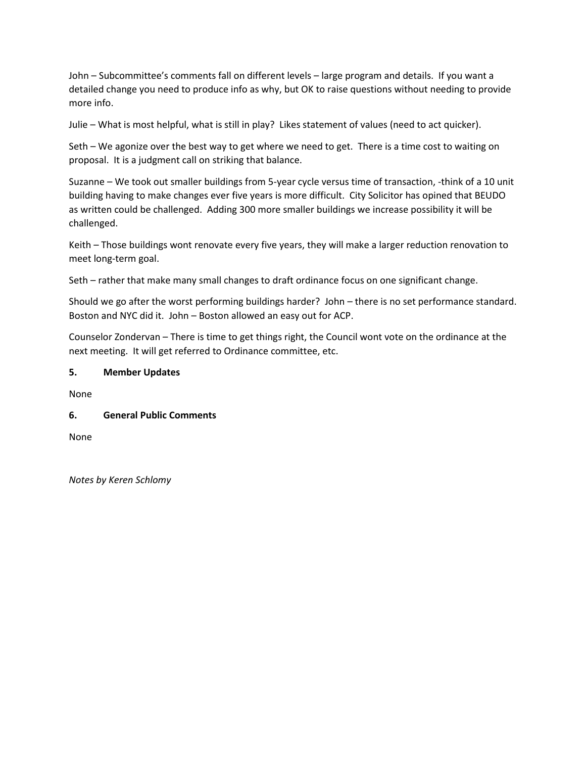John – Subcommittee's comments fall on different levels – large program and details. If you want a detailed change you need to produce info as why, but OK to raise questions without needing to provide more info.

Julie – What is most helpful, what is still in play? Likes statement of values (need to act quicker).

Seth – We agonize over the best way to get where we need to get. There is a time cost to waiting on proposal. It is a judgment call on striking that balance.

Suzanne – We took out smaller buildings from 5-year cycle versus time of transaction, -think of a 10 unit building having to make changes ever five years is more difficult. City Solicitor has opined that BEUDO as written could be challenged. Adding 300 more smaller buildings we increase possibility it will be challenged.

Keith – Those buildings wont renovate every five years, they will make a larger reduction renovation to meet long-term goal.

Seth – rather that make many small changes to draft ordinance focus on one significant change.

Should we go after the worst performing buildings harder? John – there is no set performance standard. Boston and NYC did it. John – Boston allowed an easy out for ACP.

Counselor Zondervan – There is time to get things right, the Council wont vote on the ordinance at the next meeting. It will get referred to Ordinance committee, etc.

**5. Member Updates**

None

**6. General Public Comments**

None

*Notes by Keren Schlomy*